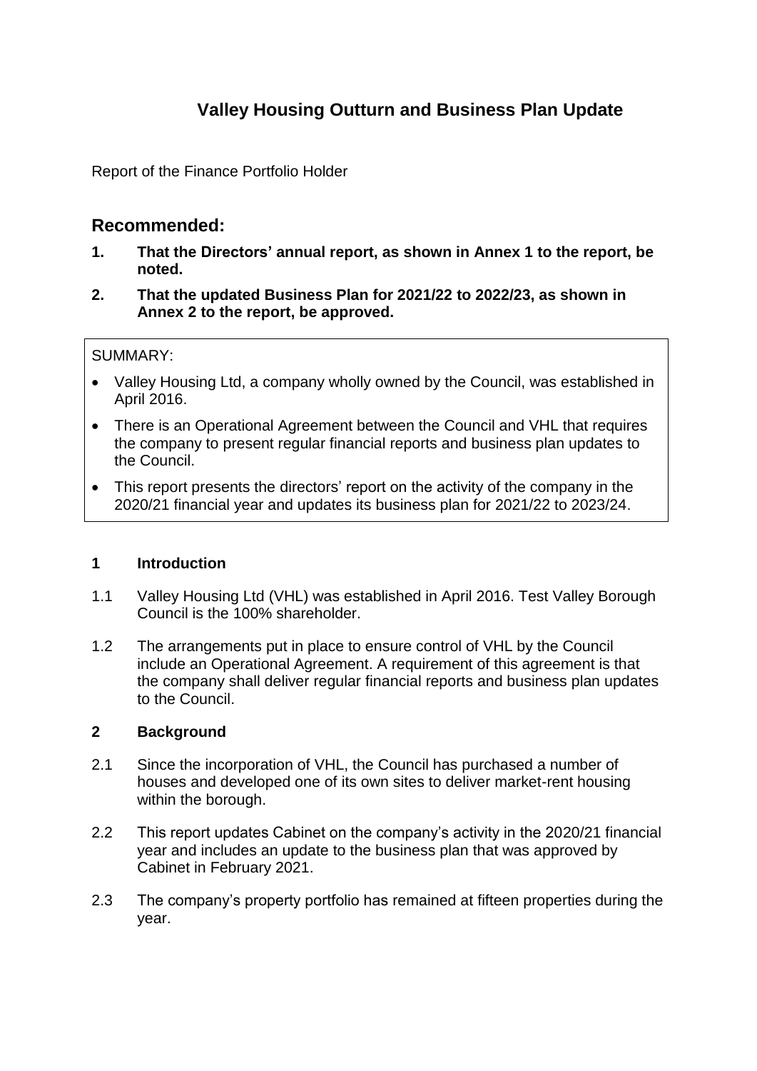# Valley Housing Outturn and Business Plan Update

Report of the Finance Portfolio Holder

## Recommended:

1. **That the Directors' annual report, as shown in Annex 1 to the report, be noted.**
2. **That the updated Business Plan for 2021/22 to 2022/23, as shown in Annex 2 to the report, be approved.**

SUMMARY:

- Valley Housing Ltd, a company wholly owned by the Council, was established in April 2016.
- There is an Operational Agreement between the Council and VHL that requires the company to present regular financial reports and business plan updates to the Council.
- This report presents the directors' report on the activity of the company in the 2020/21 financial year and updates its business plan for 2021/22 to 2023/24.

### 1 Introduction

1.1 Valley Housing Ltd (VHL) was established in April 2016. Test Valley Borough Council is the 100% shareholder.

1.2 The arrangements put in place to ensure control of VHL by the Council include an Operational Agreement. A requirement of this agreement is that the company shall deliver regular financial reports and business plan updates to the Council.

### 2 Background

2.1 Since the incorporation of VHL, the Council has purchased a number of houses and developed one of its own sites to deliver market-rent housing within the borough.

2.2 This report updates Cabinet on the company's activity in the 2020/21 financial year and includes an update to the business plan that was approved by Cabinet in February 2021.

2.3 The company's property portfolio has remained at fifteen properties during the year.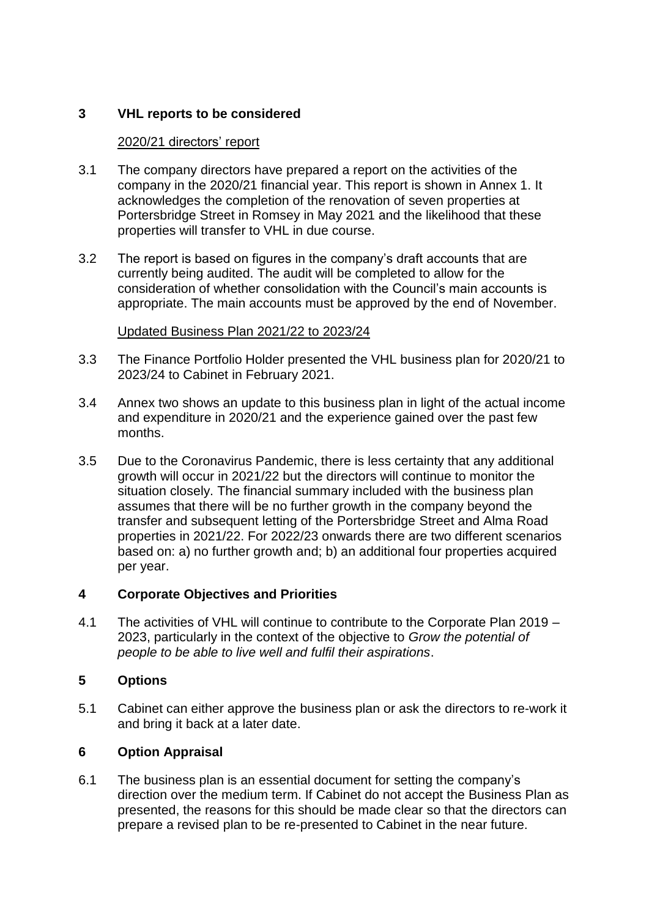## 3 VHL reports to be considered

2020/21 directors' report

3.1 The company directors have prepared a report on the activities of the company in the 2020/21 financial year. This report is shown in Annex 1. It acknowledges the completion of the renovation of seven properties at Portersbridge Street in Romsey in May 2021 and the likelihood that these properties will transfer to VHL in due course.

3.2 The report is based on figures in the company's draft accounts that are currently being audited. The audit will be completed to allow for the consideration of whether consolidation with the Council's main accounts is appropriate. The main accounts must be approved by the end of November.

Updated Business Plan 2021/22 to 2023/24

3.3 The Finance Portfolio Holder presented the VHL business plan for 2020/21 to 2023/24 to Cabinet in February 2021.

3.4 Annex two shows an update to this business plan in light of the actual income and expenditure in 2020/21 and the experience gained over the past few months.

3.5 Due to the Coronavirus Pandemic, there is less certainty that any additional growth will occur in 2021/22 but the directors will continue to monitor the situation closely. The financial summary included with the business plan assumes that there will be no further growth in the company beyond the transfer and subsequent letting of the Portersbridge Street and Alma Road properties in 2021/22. For 2022/23 onwards there are two different scenarios based on: a) no further growth and; b) an additional four properties acquired per year.

## 4 Corporate Objectives and Priorities

4.1 The activities of VHL will continue to contribute to the Corporate Plan 2019 – 2023, particularly in the context of the objective to *Grow the potential of people to be able to live well and fulfil their aspirations*.

## 5 Options

5.1 Cabinet can either approve the business plan or ask the directors to re-work it and bring it back at a later date.

## 6 Option Appraisal

6.1 The business plan is an essential document for setting the company's direction over the medium term. If Cabinet do not accept the Business Plan as presented, the reasons for this should be made clear so that the directors can prepare a revised plan to be re-presented to Cabinet in the near future.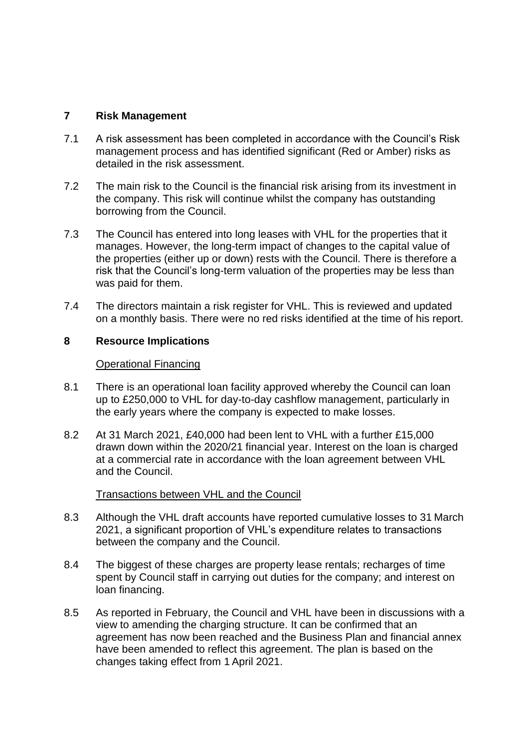## 7 Risk Management

7.1 A risk assessment has been completed in accordance with the Council's Risk management process and has identified significant (Red or Amber) risks as detailed in the risk assessment.

7.2 The main risk to the Council is the financial risk arising from its investment in the company. This risk will continue whilst the company has outstanding borrowing from the Council.

7.3 The Council has entered into long leases with VHL for the properties that it manages. However, the long-term impact of changes to the capital value of the properties (either up or down) rests with the Council. There is therefore a risk that the Council's long-term valuation of the properties may be less than was paid for them.

7.4 The directors maintain a risk register for VHL. This is reviewed and updated on a monthly basis. There were no red risks identified at the time of his report.

## 8 Resource Implications

Operational Financing

8.1 There is an operational loan facility approved whereby the Council can loan up to £250,000 to VHL for day-to-day cashflow management, particularly in the early years where the company is expected to make losses.

8.2 At 31 March 2021, £40,000 had been lent to VHL with a further £15,000 drawn down within the 2020/21 financial year. Interest on the loan is charged at a commercial rate in accordance with the loan agreement between VHL and the Council.

Transactions between VHL and the Council

8.3 Although the VHL draft accounts have reported cumulative losses to 31 March 2021, a significant proportion of VHL's expenditure relates to transactions between the company and the Council.

8.4 The biggest of these charges are property lease rentals; recharges of time spent by Council staff in carrying out duties for the company; and interest on loan financing.

8.5 As reported in February, the Council and VHL have been in discussions with a view to amending the charging structure. It can be confirmed that an agreement has now been reached and the Business Plan and financial annex have been amended to reflect this agreement. The plan is based on the changes taking effect from 1 April 2021.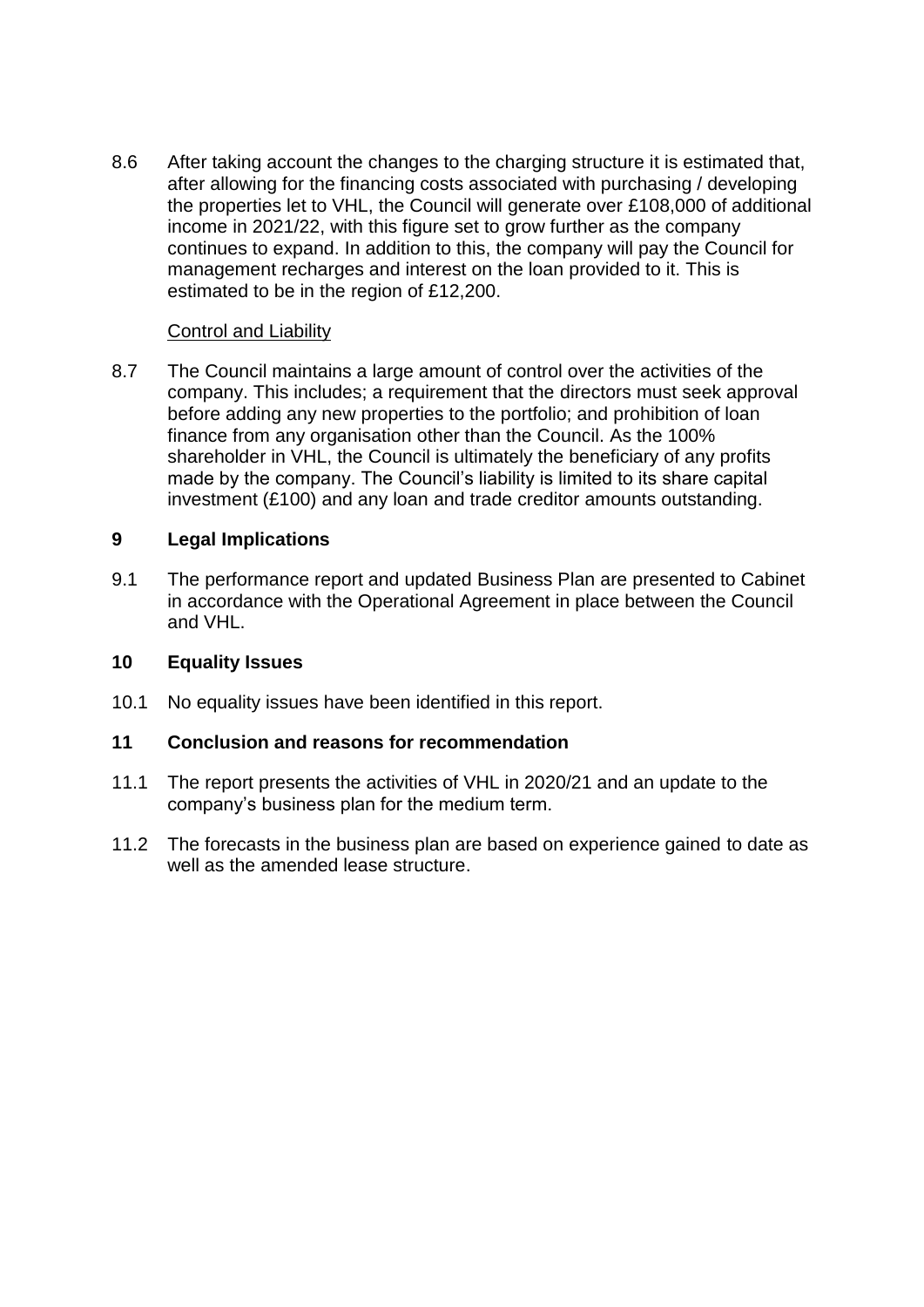8.6 After taking account the changes to the charging structure it is estimated that, after allowing for the financing costs associated with purchasing / developing the properties let to VHL, the Council will generate over £108,000 of additional income in 2021/22, with this figure set to grow further as the company continues to expand. In addition to this, the company will pay the Council for management recharges and interest on the loan provided to it. This is estimated to be in the region of £12,200.

Control and Liability

8.7 The Council maintains a large amount of control over the activities of the company. This includes; a requirement that the directors must seek approval before adding any new properties to the portfolio; and prohibition of loan finance from any organisation other than the Council. As the 100% shareholder in VHL, the Council is ultimately the beneficiary of any profits made by the company. The Council's liability is limited to its share capital investment (£100) and any loan and trade creditor amounts outstanding.

## 9 Legal Implications

9.1 The performance report and updated Business Plan are presented to Cabinet in accordance with the Operational Agreement in place between the Council and VHL.

## 10 Equality Issues

10.1 No equality issues have been identified in this report.

## 11 Conclusion and reasons for recommendation

11.1 The report presents the activities of VHL in 2020/21 and an update to the company's business plan for the medium term.

11.2 The forecasts in the business plan are based on experience gained to date as well as the amended lease structure.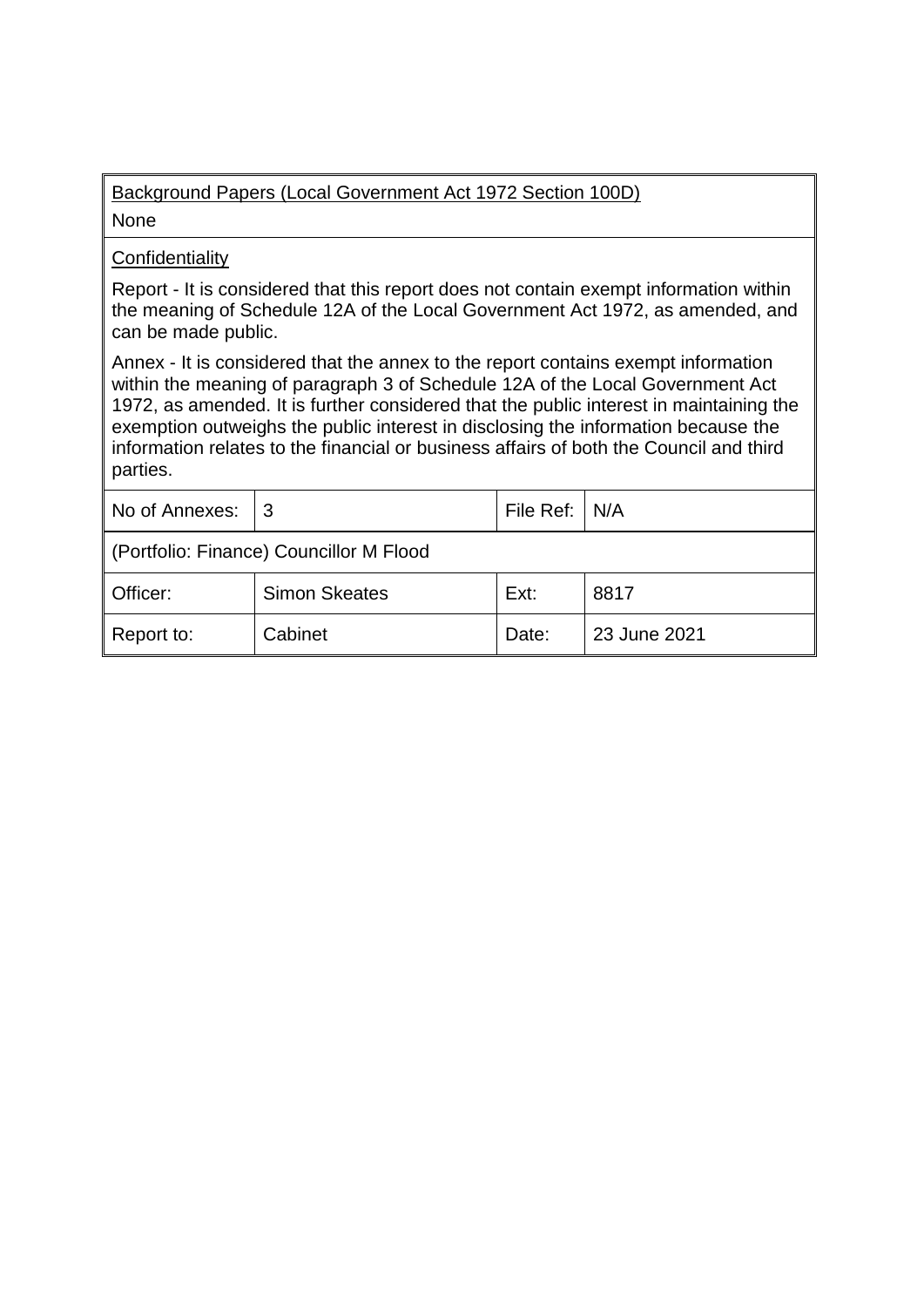<u>Background Papers (Local Government Act 1972 Section 100D)</u>

None

<u>Confidentiality</u>

Report - It is considered that this report does not contain exempt information within the meaning of Schedule 12A of the Local Government Act 1972, as amended, and can be made public.

Annex - It is considered that the annex to the report contains exempt information within the meaning of paragraph 3 of Schedule 12A of the Local Government Act 1972, as amended. It is further considered that the public interest in maintaining the exemption outweighs the public interest in disclosing the information because the information relates to the financial or business affairs of both the Council and third parties.

| | | | |
|---|---|---|---|
| No of Annexes: | 3 | File Ref: | N/A |
| (Portfolio: Finance) Councillor M Flood | | | |
| Officer: | Simon Skeates | Ext: | 8817 |
| Report to: | Cabinet | Date: | 23 June 2021 |